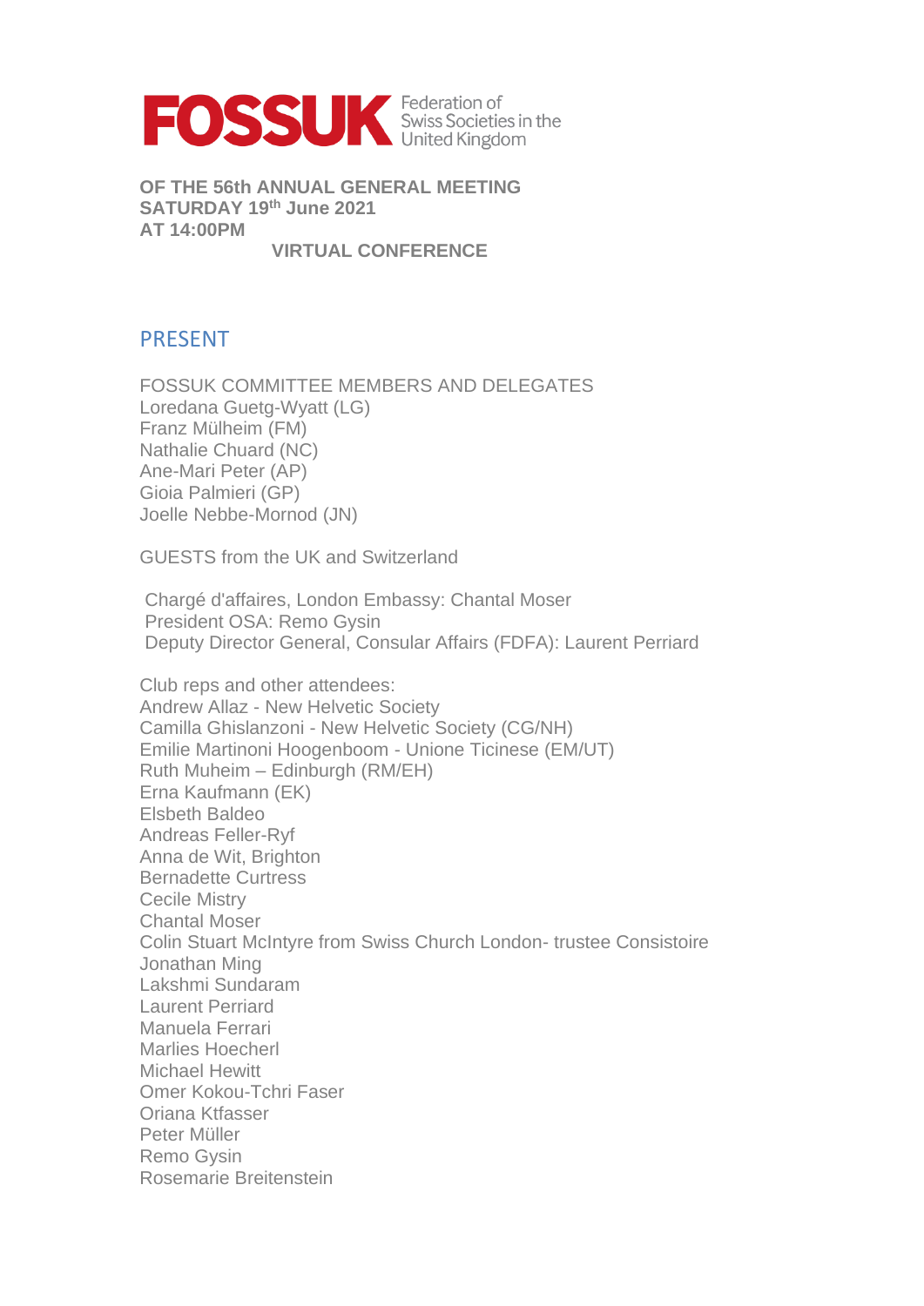**FOSSUK** Federation of Swiss Societies in the United Kingdom

**OF THE 56th ANNUAL GENERAL MEETING**
**SATURDAY 19th June 2021**
**AT 14:00PM**

**VIRTUAL CONFERENCE**

## PRESENT

FOSSUK COMMITTEE MEMBERS AND DELEGATES
Loredana Guetg-Wyatt (LG)
Franz Mülheim (FM)
Nathalie Chuard (NC)
Ane-Mari Peter (AP)
Gioia Palmieri (GP)
Joelle Nebbe-Mornod (JN)

GUESTS from the UK and Switzerland

Chargé d'affaires, London Embassy: Chantal Moser
President OSA: Remo Gysin
Deputy Director General, Consular Affairs (FDFA): Laurent Perriard

Club reps and other attendees:
Andrew Allaz - New Helvetic Society
Camilla Ghislanzoni - New Helvetic Society (CG/NH)
Emilie Martinoni Hoogenboom - Unione Ticinese (EM/UT)
Ruth Muheim – Edinburgh (RM/EH)
Erna Kaufmann (EK)
Elsbeth Baldeo
Andreas Feller-Ryf
Anna de Wit, Brighton
Bernadette Curtress
Cecile Mistry
Chantal Moser
Colin Stuart McIntyre from Swiss Church London- trustee Consistoire
Jonathan Ming
Lakshmi Sundaram
Laurent Perriard
Manuela Ferrari
Marlies Hoecherl
Michael Hewitt
Omer Kokou-Tchri Faser
Oriana Ktfasser
Peter Müller
Remo Gysin
Rosemarie Breitenstein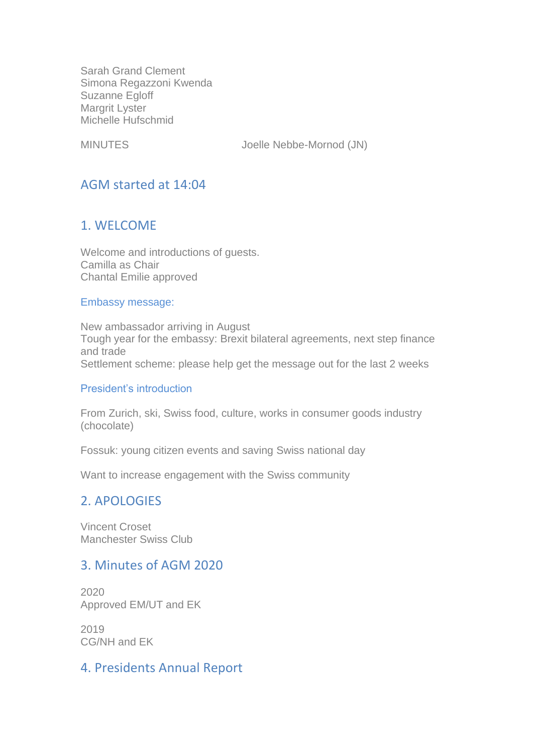Sarah Grand Clement
Simona Regazzoni Kwenda
Suzanne Egloff
Margrit Lyster
Michelle Hufschmid

MINUTES Joelle Nebbe-Mornod (JN)

## AGM started at 14:04

## 1. WELCOME

Welcome and introductions of guests.
Camilla as Chair
Chantal Emilie approved

### Embassy message:

New ambassador arriving in August
Tough year for the embassy: Brexit bilateral agreements, next step finance and trade
Settlement scheme: please help get the message out for the last 2 weeks

### President's introduction

From Zurich, ski, Swiss food, culture, works in consumer goods industry (chocolate)

Fossuk: young citizen events and saving Swiss national day

Want to increase engagement with the Swiss community

## 2. APOLOGIES

Vincent Croset
Manchester Swiss Club

## 3. Minutes of AGM 2020

2020
Approved EM/UT and EK

2019
CG/NH and EK

## 4. Presidents Annual Report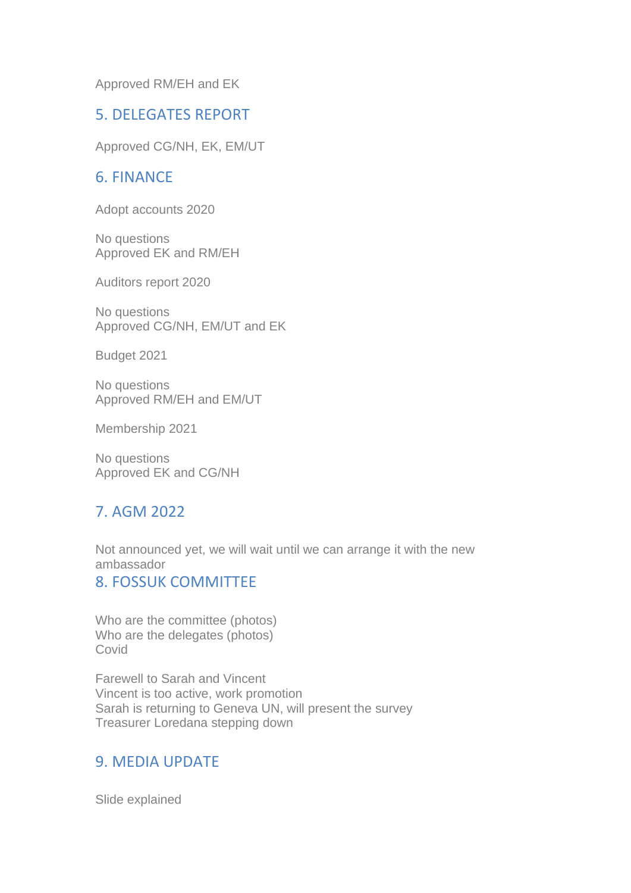Approved RM/EH and EK

## 5. DELEGATES REPORT

Approved CG/NH, EK, EM/UT

## 6. FINANCE

Adopt accounts 2020

No questions
Approved EK and RM/EH

Auditors report 2020

No questions
Approved CG/NH, EM/UT and EK

Budget 2021

No questions
Approved RM/EH and EM/UT

Membership 2021

No questions
Approved EK and CG/NH

## 7. AGM 2022

Not announced yet, we will wait until we can arrange it with the new ambassador

## 8. FOSSUK COMMITTEE

Who are the committee (photos)
Who are the delegates (photos)
Covid

Farewell to Sarah and Vincent
Vincent is too active, work promotion
Sarah is returning to Geneva UN, will present the survey
Treasurer Loredana stepping down

## 9. MEDIA UPDATE

Slide explained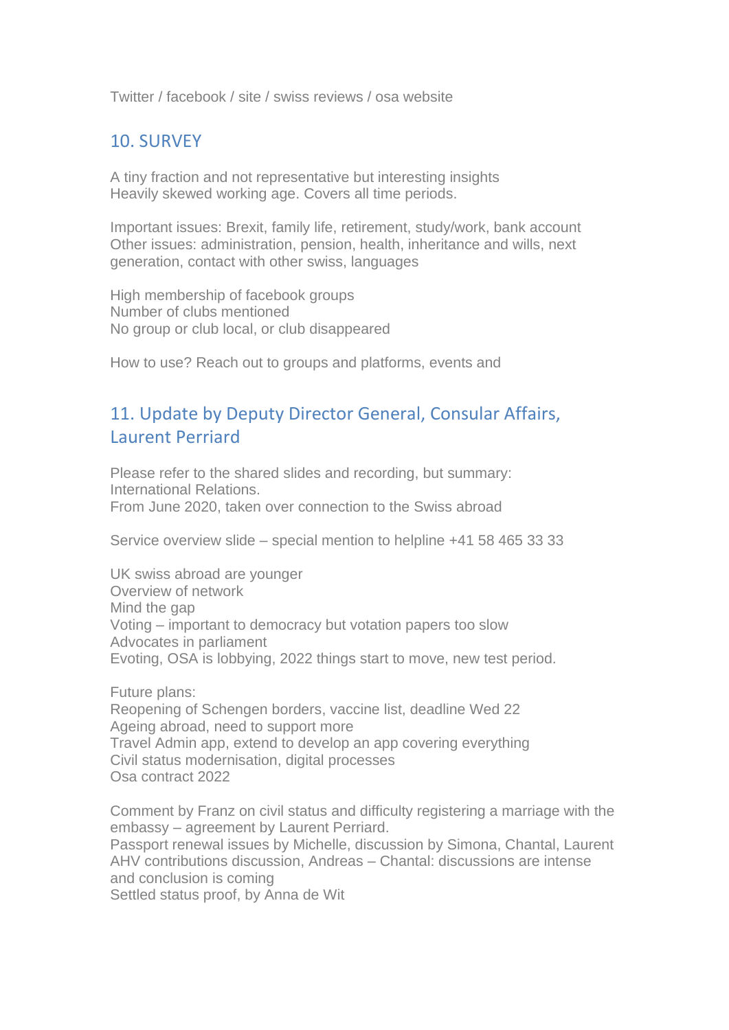Twitter / facebook / site / swiss reviews / osa website

## 10. SURVEY

A tiny fraction and not representative but interesting insights
Heavily skewed working age. Covers all time periods.

Important issues: Brexit, family life, retirement, study/work, bank account
Other issues: administration, pension, health, inheritance and wills, next generation, contact with other swiss, languages

High membership of facebook groups
Number of clubs mentioned
No group or club local, or club disappeared

How to use? Reach out to groups and platforms, events and

## 11. Update by Deputy Director General, Consular Affairs, Laurent Perriard

Please refer to the shared slides and recording, but summary:
International Relations.
From June 2020, taken over connection to the Swiss abroad

Service overview slide – special mention to helpline +41 58 465 33 33

UK swiss abroad are younger
Overview of network
Mind the gap
Voting – important to democracy but votation papers too slow
Advocates in parliament
Evoting, OSA is lobbying, 2022 things start to move, new test period.

Future plans:
Reopening of Schengen borders, vaccine list, deadline Wed 22
Ageing abroad, need to support more
Travel Admin app, extend to develop an app covering everything
Civil status modernisation, digital processes
Osa contract 2022

Comment by Franz on civil status and difficulty registering a marriage with the embassy – agreement by Laurent Perriard.
Passport renewal issues by Michelle, discussion by Simona, Chantal, Laurent
AHV contributions discussion, Andreas – Chantal: discussions are intense and conclusion is coming
Settled status proof, by Anna de Wit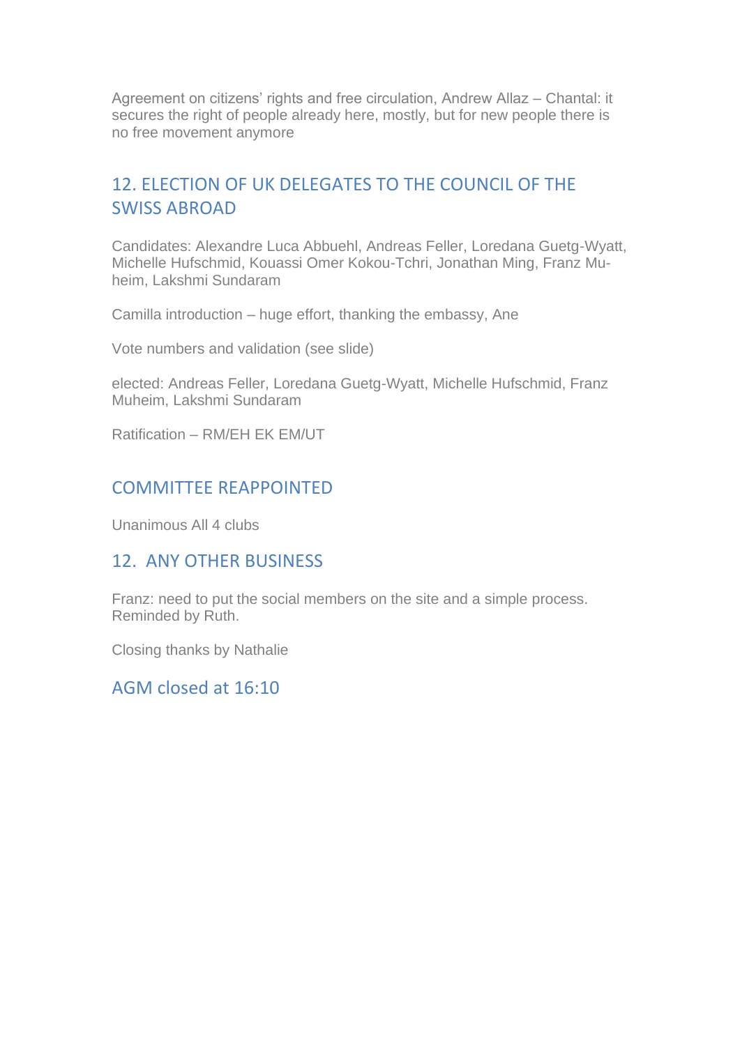Agreement on citizens' rights and free circulation, Andrew Allaz – Chantal: it secures the right of people already here, mostly, but for new people there is no free movement anymore

## 12. ELECTION OF UK DELEGATES TO THE COUNCIL OF THE SWISS ABROAD

Candidates: Alexandre Luca Abbuehl, Andreas Feller, Loredana Guetg-Wyatt, Michelle Hufschmid, Kouassi Omer Kokou-Tchri, Jonathan Ming, Franz Muheim, Lakshmi Sundaram

Camilla introduction – huge effort, thanking the embassy, Ane

Vote numbers and validation (see slide)

elected: Andreas Feller, Loredana Guetg-Wyatt, Michelle Hufschmid, Franz Muheim, Lakshmi Sundaram

Ratification – RM/EH EK EM/UT

## COMMITTEE REAPPOINTED

Unanimous All 4 clubs

## 12. ANY OTHER BUSINESS

Franz: need to put the social members on the site and a simple process. Reminded by Ruth.

Closing thanks by Nathalie

## AGM closed at 16:10